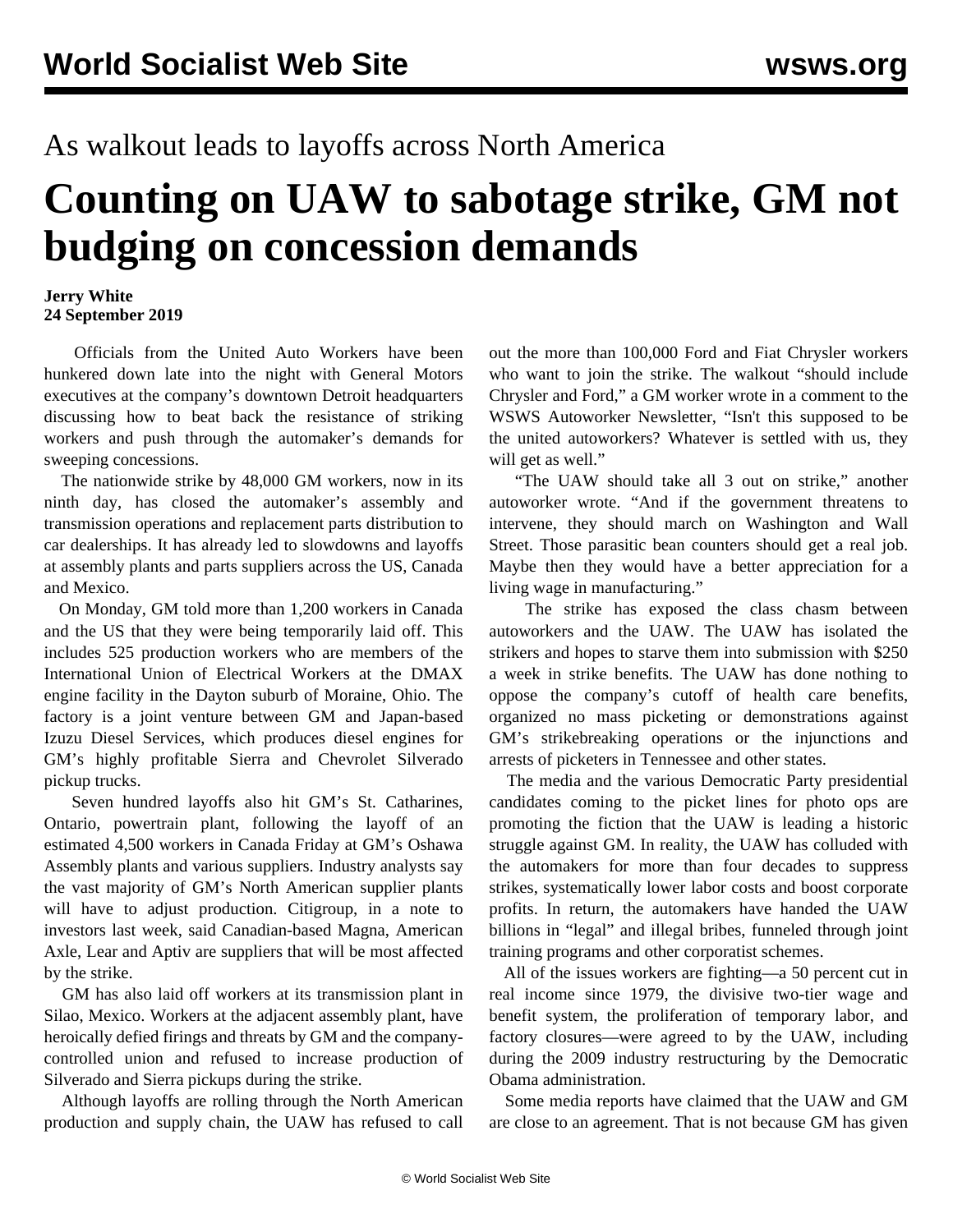As walkout leads to layoffs across North America

# Counting on UAW to sabotage strike, GM not budging on concession demands

**Jerry White**
**24 September 2019**

Officials from the United Auto Workers have been hunkered down late into the night with General Motors executives at the company's downtown Detroit headquarters discussing how to beat back the resistance of striking workers and push through the automaker's demands for sweeping concessions.

The nationwide strike by 48,000 GM workers, now in its ninth day, has closed the automaker's assembly and transmission operations and replacement parts distribution to car dealerships. It has already led to slowdowns and layoffs at assembly plants and parts suppliers across the US, Canada and Mexico.

On Monday, GM told more than 1,200 workers in Canada and the US that they were being temporarily laid off. This includes 525 production workers who are members of the International Union of Electrical Workers at the DMAX engine facility in the Dayton suburb of Moraine, Ohio. The factory is a joint venture between GM and Japan-based Izuzu Diesel Services, which produces diesel engines for GM's highly profitable Sierra and Chevrolet Silverado pickup trucks.

Seven hundred layoffs also hit GM's St. Catharines, Ontario, powertrain plant, following the layoff of an estimated 4,500 workers in Canada Friday at GM's Oshawa Assembly plants and various suppliers. Industry analysts say the vast majority of GM's North American supplier plants will have to adjust production. Citigroup, in a note to investors last week, said Canadian-based Magna, American Axle, Lear and Aptiv are suppliers that will be most affected by the strike.

GM has also laid off workers at its transmission plant in Silao, Mexico. Workers at the adjacent assembly plant, have heroically defied firings and threats by GM and the company-controlled union and refused to increase production of Silverado and Sierra pickups during the strike.

Although layoffs are rolling through the North American production and supply chain, the UAW has refused to call out the more than 100,000 Ford and Fiat Chrysler workers who want to join the strike. The walkout "should include Chrysler and Ford," a GM worker wrote in a comment to the WSWS Autoworker Newsletter, "Isn't this supposed to be the united autoworkers? Whatever is settled with us, they will get as well."

"The UAW should take all 3 out on strike," another autoworker wrote. "And if the government threatens to intervene, they should march on Washington and Wall Street. Those parasitic bean counters should get a real job. Maybe then they would have a better appreciation for a living wage in manufacturing."

The strike has exposed the class chasm between autoworkers and the UAW. The UAW has isolated the strikers and hopes to starve them into submission with $250 a week in strike benefits. The UAW has done nothing to oppose the company's cutoff of health care benefits, organized no mass picketing or demonstrations against GM's strikebreaking operations or the injunctions and arrests of picketers in Tennessee and other states.

The media and the various Democratic Party presidential candidates coming to the picket lines for photo ops are promoting the fiction that the UAW is leading a historic struggle against GM. In reality, the UAW has colluded with the automakers for more than four decades to suppress strikes, systematically lower labor costs and boost corporate profits. In return, the automakers have handed the UAW billions in "legal" and illegal bribes, funneled through joint training programs and other corporatist schemes.

All of the issues workers are fighting—a 50 percent cut in real income since 1979, the divisive two-tier wage and benefit system, the proliferation of temporary labor, and factory closures—were agreed to by the UAW, including during the 2009 industry restructuring by the Democratic Obama administration.

Some media reports have claimed that the UAW and GM are close to an agreement. That is not because GM has given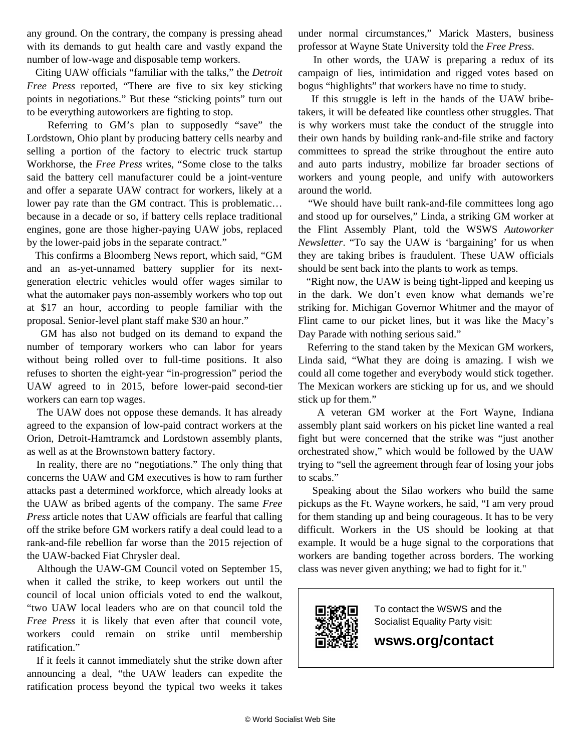any ground. On the contrary, the company is pressing ahead with its demands to gut health care and vastly expand the number of low-wage and disposable temp workers.

Citing UAW officials "familiar with the talks," the *Detroit Free Press* reported, "There are five to six key sticking points in negotiations." But these "sticking points" turn out to be everything autoworkers are fighting to stop.

Referring to GM's plan to supposedly "save" the Lordstown, Ohio plant by producing battery cells nearby and selling a portion of the factory to electric truck startup Workhorse, the *Free Press* writes, "Some close to the talks said the battery cell manufacturer could be a joint-venture and offer a separate UAW contract for workers, likely at a lower pay rate than the GM contract. This is problematic… because in a decade or so, if battery cells replace traditional engines, gone are those higher-paying UAW jobs, replaced by the lower-paid jobs in the separate contract."

This confirms a Bloomberg News report, which said, "GM and an as-yet-unnamed battery supplier for its next-generation electric vehicles would offer wages similar to what the automaker pays non-assembly workers who top out at $17 an hour, according to people familiar with the proposal. Senior-level plant staff make $30 an hour."

GM has also not budged on its demand to expand the number of temporary workers who can labor for years without being rolled over to full-time positions. It also refuses to shorten the eight-year "in-progression" period the UAW agreed to in 2015, before lower-paid second-tier workers can earn top wages.

The UAW does not oppose these demands. It has already agreed to the expansion of low-paid contract workers at the Orion, Detroit-Hamtramck and Lordstown assembly plants, as well as at the Brownstown battery factory.

In reality, there are no "negotiations." The only thing that concerns the UAW and GM executives is how to ram further attacks past a determined workforce, which already looks at the UAW as bribed agents of the company. The same *Free Press* article notes that UAW officials are fearful that calling off the strike before GM workers ratify a deal could lead to a rank-and-file rebellion far worse than the 2015 rejection of the UAW-backed Fiat Chrysler deal.

Although the UAW-GM Council voted on September 15, when it called the strike, to keep workers out until the council of local union officials voted to end the walkout, "two UAW local leaders who are on that council told the *Free Press* it is likely that even after that council vote, workers could remain on strike until membership ratification."

If it feels it cannot immediately shut the strike down after announcing a deal, "the UAW leaders can expedite the ratification process beyond the typical two weeks it takes under normal circumstances," Marick Masters, business professor at Wayne State University told the *Free Press*.

In other words, the UAW is preparing a redux of its campaign of lies, intimidation and rigged votes based on bogus "highlights" that workers have no time to study.

If this struggle is left in the hands of the UAW bribe-takers, it will be defeated like countless other struggles. That is why workers must take the conduct of the struggle into their own hands by building rank-and-file strike and factory committees to spread the strike throughout the entire auto and auto parts industry, mobilize far broader sections of workers and young people, and unify with autoworkers around the world.

"We should have built rank-and-file committees long ago and stood up for ourselves," Linda, a striking GM worker at the Flint Assembly Plant, told the WSWS *Autoworker Newsletter*. "To say the UAW is 'bargaining' for us when they are taking bribes is fraudulent. These UAW officials should be sent back into the plants to work as temps.

"Right now, the UAW is being tight-lipped and keeping us in the dark. We don't even know what demands we're striking for. Michigan Governor Whitmer and the mayor of Flint came to our picket lines, but it was like the Macy's Day Parade with nothing serious said."

Referring to the stand taken by the Mexican GM workers, Linda said, "What they are doing is amazing. I wish we could all come together and everybody would stick together. The Mexican workers are sticking up for us, and we should stick up for them."

A veteran GM worker at the Fort Wayne, Indiana assembly plant said workers on his picket line wanted a real fight but were concerned that the strike was "just another orchestrated show," which would be followed by the UAW trying to "sell the agreement through fear of losing your jobs to scabs."

Speaking about the Silao workers who build the same pickups as the Ft. Wayne workers, he said, "I am very proud for them standing up and being courageous. It has to be very difficult. Workers in the US should be looking at that example. It would be a huge signal to the corporations that workers are banding together across borders. The working class was never given anything; we had to fight for it."

To contact the WSWS and the Socialist Equality Party visit:

**wsws.org/contact**